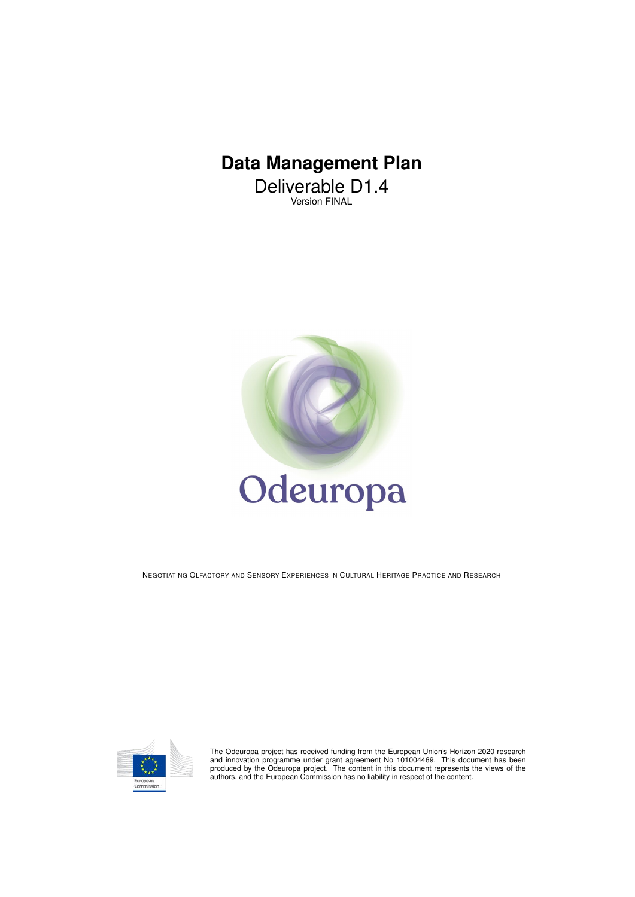# Data Management Plan

Deliverable D1.4

Version FINAL

Odeuropa

NEGOTIATING OLFACTORY AND SENSORY EXPERIENCES IN CULTURAL HERITAGE PRACTICE AND RESEARCH

European Commission

The Odeuropa project has received funding from the European Union's Horizon 2020 research and innovation programme under grant agreement No 101004469. This document has been produced by the Odeuropa project. The content in this document represents the views of the authors, and the European Commission has no liability in respect of the content.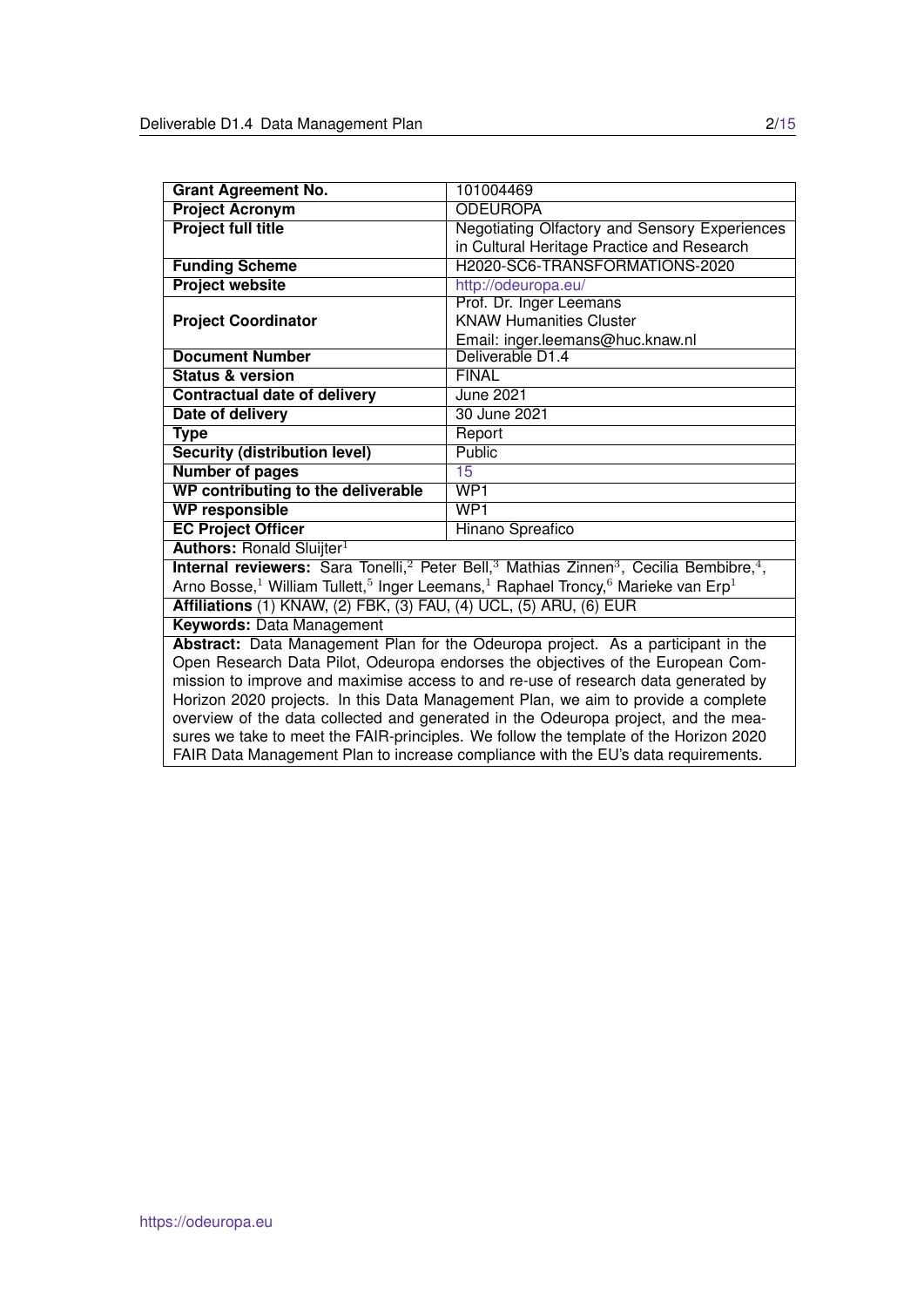| Grant Agreement No. | 101004469 |
|---|---|
| **Project Acronym** | ODEUROPA |
| **Project full title** | Negotiating Olfactory and Sensory Experiences in Cultural Heritage Practice and Research |
| **Funding Scheme** | H2020-SC6-TRANSFORMATIONS-2020 |
| **Project website** | http://odeuropa.eu/ |
| **Project Coordinator** | Prof. Dr. Inger Leemans<br>KNAW Humanities Cluster<br>Email: inger.leemans@huc.knaw.nl |
| **Document Number** | Deliverable D1.4 |
| **Status & version** | FINAL |
| **Contractual date of delivery** | June 2021 |
| **Date of delivery** | 30 June 2021 |
| **Type** | Report |
| **Security (distribution level)** | Public |
| **Number of pages** | 15 |
| **WP contributing to the deliverable** | WP1 |
| **WP responsible** | WP1 |
| **EC Project Officer** | Hinano Spreafico |
| **Authors:** Ronald Sluijter[1] | |
| **Internal reviewers:** Sara Tonelli,[2] Peter Bell,[3] Mathias Zinnen[3], Cecilia Bembibre,[4], Arno Bosse,[1] William Tullett,[5] Inger Leemans,[1] Raphael Troncy,[6] Marieke van Erp[1] | |
| **Affiliations** (1) KNAW, (2) FBK, (3) FAU, (4) UCL, (5) ARU, (6) EUR | |
| **Keywords:** Data Management | |
| **Abstract:** Data Management Plan for the Odeuropa project. As a participant in the Open Research Data Pilot, Odeuropa endorses the objectives of the European Commission to improve and maximise access to and re-use of research data generated by Horizon 2020 projects. In this Data Management Plan, we aim to provide a complete overview of the data collected and generated in the Odeuropa project, and the measures we take to meet the FAIR-principles. We follow the template of the Horizon 2020 FAIR Data Management Plan to increase compliance with the EU's data requirements. | |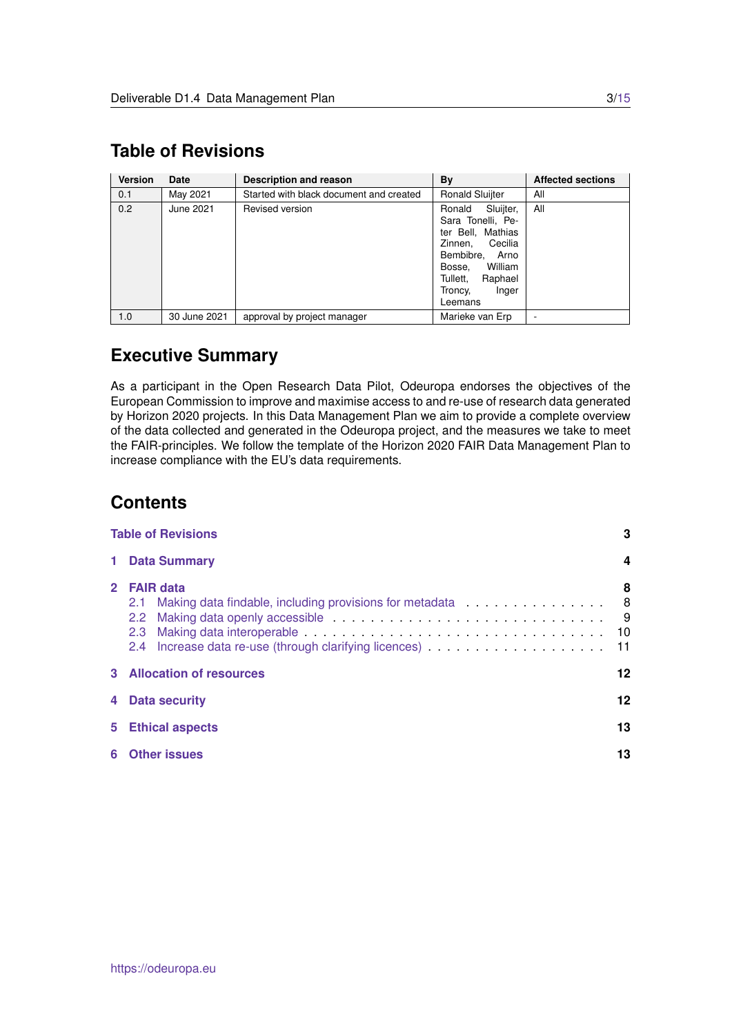## Table of Revisions

| Version | Date | Description and reason | By | Affected sections |
|---|---|---|---|---|
| 0.1 | May 2021 | Started with black document and created | Ronald Sluijter | All |
| 0.2 | June 2021 | Revised version | Ronald Sluijter, Sara Tonelli, Peter Bell, Mathias Zinnen, Cecilia Bembibre, Arno Bosse, William Tullett, Raphael Troncy, Inger Leemans | All |
| 1.0 | 30 June 2021 | approval by project manager | Marieke van Erp | - |

## Executive Summary

As a participant in the Open Research Data Pilot, Odeuropa endorses the objectives of the European Commission to improve and maximise access to and re-use of research data generated by Horizon 2020 projects. In this Data Management Plan we aim to provide a complete overview of the data collected and generated in the Odeuropa project, and the measures we take to meet the FAIR-principles. We follow the template of the Horizon 2020 FAIR Data Management Plan to increase compliance with the EU's data requirements.

## Contents

**Table of Revisions** — 3

**1 Data Summary** — 4

**2 FAIR data** — 8

- 2.1 Making data findable, including provisions for metadata — 8
- 2.2 Making data openly accessible — 9
- 2.3 Making data interoperable — 10
- 2.4 Increase data re-use (through clarifying licences) — 11

**3 Allocation of resources** — 12

**4 Data security** — 12

**5 Ethical aspects** — 13

**6 Other issues** — 13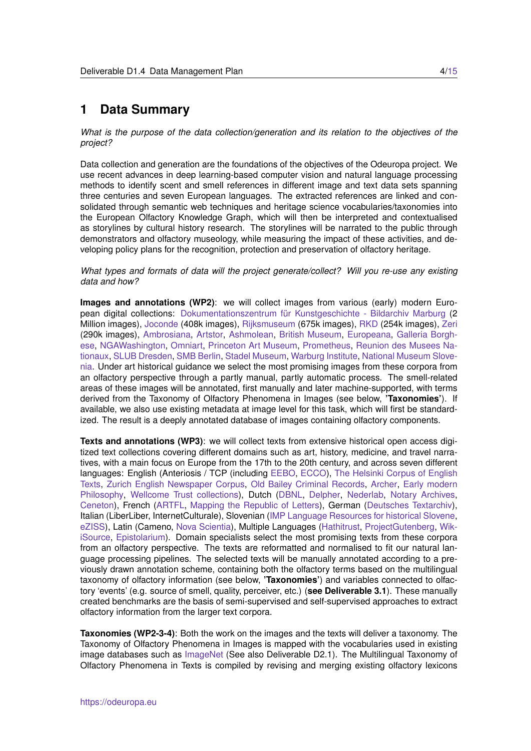# 1 Data Summary

*What is the purpose of the data collection/generation and its relation to the objectives of the project?*

Data collection and generation are the foundations of the objectives of the Odeuropa project. We use recent advances in deep learning-based computer vision and natural language processing methods to identify scent and smell references in different image and text data sets spanning three centuries and seven European languages. The extracted references are linked and consolidated through semantic web techniques and heritage science vocabularies/taxonomies into the European Olfactory Knowledge Graph, which will then be interpreted and contextualised as storylines by cultural history research. The storylines will be narrated to the public through demonstrators and olfactory museology, while measuring the impact of these activities, and developing policy plans for the recognition, protection and preservation of olfactory heritage.

*What types and formats of data will the project generate/collect? Will you re-use any existing data and how?*

**Images and annotations (WP2)**: we will collect images from various (early) modern European digital collections: Dokumentationszentrum für Kunstgeschichte - Bildarchiv Marburg (2 Million images), Joconde (408k images), Rijksmuseum (675k images), RKD (254k images), Zeri (290k images), Ambrosiana, Artstor, Ashmolean, British Museum, Europeana, Galleria Borghese, NGAWashington, Omniart, Princeton Art Museum, Prometheus, Reunion des Musees Nationaux, SLUB Dresden, SMB Berlin, Stadel Museum, Warburg Institute, National Museum Slovenia. Under art historical guidance we select the most promising images from these corpora from an olfactory perspective through a partly manual, partly automatic process. The smell-related areas of these images will be annotated, first manually and later machine-supported, with terms derived from the Taxonomy of Olfactory Phenomena in Images (see below, **'Taxonomies'**). If available, we also use existing metadata at image level for this task, which will first be standardized. The result is a deeply annotated database of images containing olfactory components.

**Texts and annotations (WP3)**: we will collect texts from extensive historical open access digitized text collections covering different domains such as art, history, medicine, and travel narratives, with a main focus on Europe from the 17th to the 20th century, and across seven different languages: English (Anteriosis / TCP (including EEBO, ECCO), The Helsinki Corpus of English Texts, Zurich English Newspaper Corpus, Old Bailey Criminal Records, Archer, Early modern Philosophy, Wellcome Trust collections), Dutch (DBNL, Delpher, Nederlab, Notary Archives, Ceneton), French (ARTFL, Mapping the Republic of Letters), German (Deutsches Textarchiv), Italian (LiberLiber, InternetCulturale), Slovenian (IMP Language Resources for historical Slovene, eZISS), Latin (Cameno, Nova Scientia), Multiple Languages (Hathitrust, ProjectGutenberg, WikiSource, Epistolarium). Domain specialists select the most promising texts from these corpora from an olfactory perspective. The texts are reformatted and normalised to fit our natural language processing pipelines. The selected texts will be manually annotated according to a previously drawn annotation scheme, containing both the olfactory terms based on the multilingual taxonomy of olfactory information (see below, **'Taxonomies'**) and variables connected to olfactory 'events' (e.g. source of smell, quality, perceiver, etc.) (**see Deliverable 3.1**). These manually created benchmarks are the basis of semi-supervised and self-supervised approaches to extract olfactory information from the larger text corpora.

**Taxonomies (WP2-3-4)**: Both the work on the images and the texts will deliver a taxonomy. The Taxonomy of Olfactory Phenomena in Images is mapped with the vocabularies used in existing image databases such as ImageNet (See also Deliverable D2.1). The Multilingual Taxonomy of Olfactory Phenomena in Texts is compiled by revising and merging existing olfactory lexicons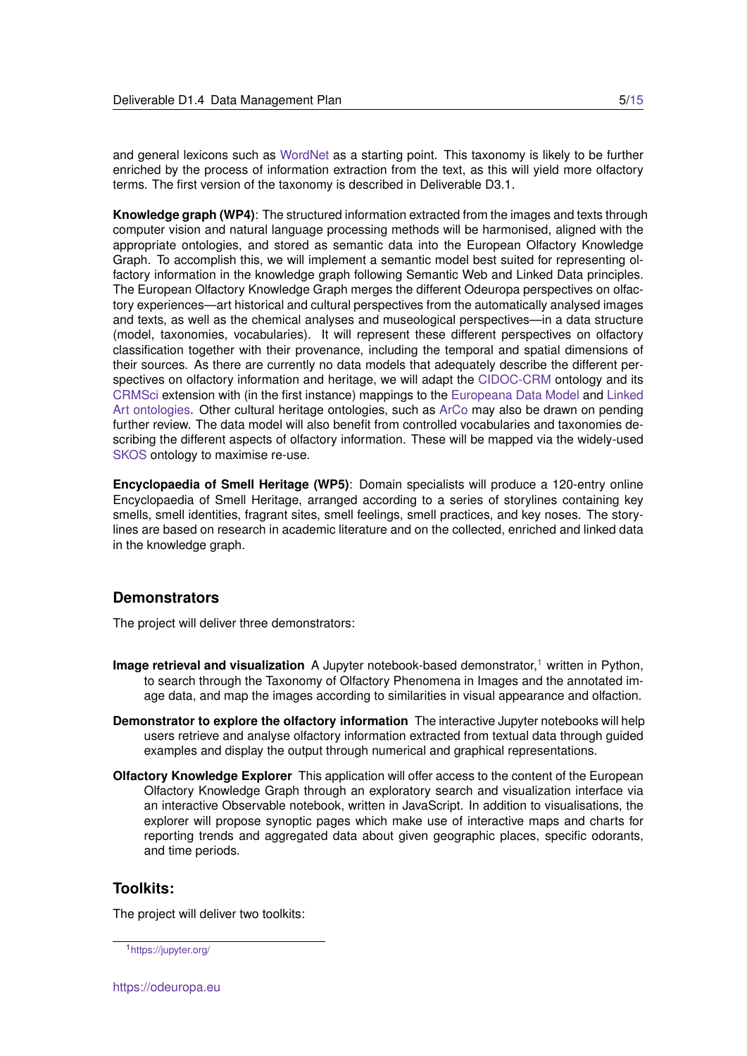and general lexicons such as WordNet as a starting point. This taxonomy is likely to be further enriched by the process of information extraction from the text, as this will yield more olfactory terms. The first version of the taxonomy is described in Deliverable D3.1.

**Knowledge graph (WP4)**: The structured information extracted from the images and texts through computer vision and natural language processing methods will be harmonised, aligned with the appropriate ontologies, and stored as semantic data into the European Olfactory Knowledge Graph. To accomplish this, we will implement a semantic model best suited for representing olfactory information in the knowledge graph following Semantic Web and Linked Data principles. The European Olfactory Knowledge Graph merges the different Odeuropa perspectives on olfactory experiences—art historical and cultural perspectives from the automatically analysed images and texts, as well as the chemical analyses and museological perspectives—in a data structure (model, taxonomies, vocabularies). It will represent these different perspectives on olfactory classification together with their provenance, including the temporal and spatial dimensions of their sources. As there are currently no data models that adequately describe the different perspectives on olfactory information and heritage, we will adapt the CIDOC-CRM ontology and its CRMSci extension with (in the first instance) mappings to the Europeana Data Model and Linked Art ontologies. Other cultural heritage ontologies, such as ArCo may also be drawn on pending further review. The data model will also benefit from controlled vocabularies and taxonomies describing the different aspects of olfactory information. These will be mapped via the widely-used SKOS ontology to maximise re-use.

**Encyclopaedia of Smell Heritage (WP5)**: Domain specialists will produce a 120-entry online Encyclopaedia of Smell Heritage, arranged according to a series of storylines containing key smells, smell identities, fragrant sites, smell feelings, smell practices, and key noses. The storylines are based on research in academic literature and on the collected, enriched and linked data in the knowledge graph.

## Demonstrators

The project will deliver three demonstrators:

**Image retrieval and visualization** A Jupyter notebook-based demonstrator,[1] written in Python, to search through the Taxonomy of Olfactory Phenomena in Images and the annotated image data, and map the images according to similarities in visual appearance and olfaction.

**Demonstrator to explore the olfactory information** The interactive Jupyter notebooks will help users retrieve and analyse olfactory information extracted from textual data through guided examples and display the output through numerical and graphical representations.

**Olfactory Knowledge Explorer** This application will offer access to the content of the European Olfactory Knowledge Graph through an exploratory search and visualization interface via an interactive Observable notebook, written in JavaScript. In addition to visualisations, the explorer will propose synoptic pages which make use of interactive maps and charts for reporting trends and aggregated data about given geographic places, specific odorants, and time periods.

## Toolkits:

The project will deliver two toolkits:

[1] https://jupyter.org/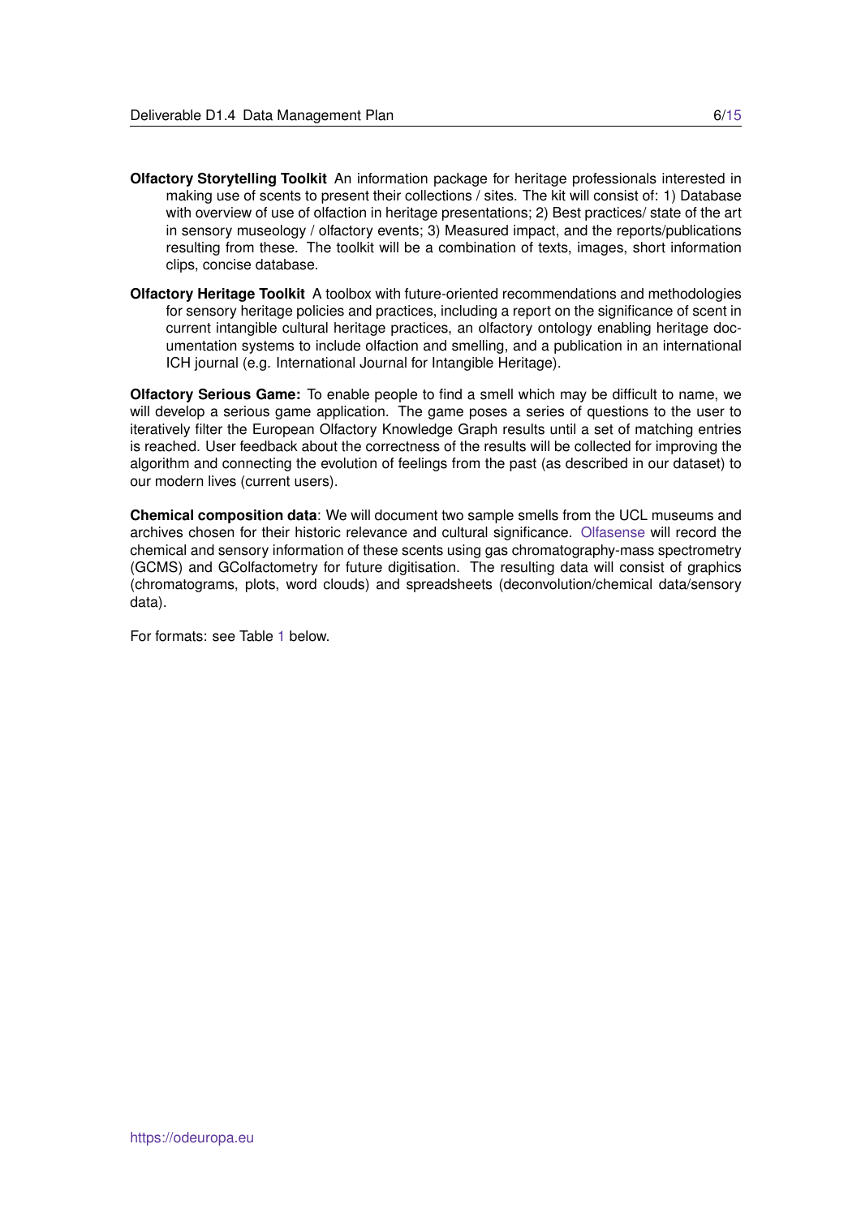**Olfactory Storytelling Toolkit** An information package for heritage professionals interested in making use of scents to present their collections / sites. The kit will consist of: 1) Database with overview of use of olfaction in heritage presentations; 2) Best practices/ state of the art in sensory museology / olfactory events; 3) Measured impact, and the reports/publications resulting from these. The toolkit will be a combination of texts, images, short information clips, concise database.

**Olfactory Heritage Toolkit** A toolbox with future-oriented recommendations and methodologies for sensory heritage policies and practices, including a report on the significance of scent in current intangible cultural heritage practices, an olfactory ontology enabling heritage documentation systems to include olfaction and smelling, and a publication in an international ICH journal (e.g. International Journal for Intangible Heritage).

**Olfactory Serious Game:** To enable people to find a smell which may be difficult to name, we will develop a serious game application. The game poses a series of questions to the user to iteratively filter the European Olfactory Knowledge Graph results until a set of matching entries is reached. User feedback about the correctness of the results will be collected for improving the algorithm and connecting the evolution of feelings from the past (as described in our dataset) to our modern lives (current users).

**Chemical composition data**: We will document two sample smells from the UCL museums and archives chosen for their historic relevance and cultural significance. Olfasense will record the chemical and sensory information of these scents using gas chromatography-mass spectrometry (GCMS) and GColfactometry for future digitisation. The resulting data will consist of graphics (chromatograms, plots, word clouds) and spreadsheets (deconvolution/chemical data/sensory data).

For formats: see Table 1 below.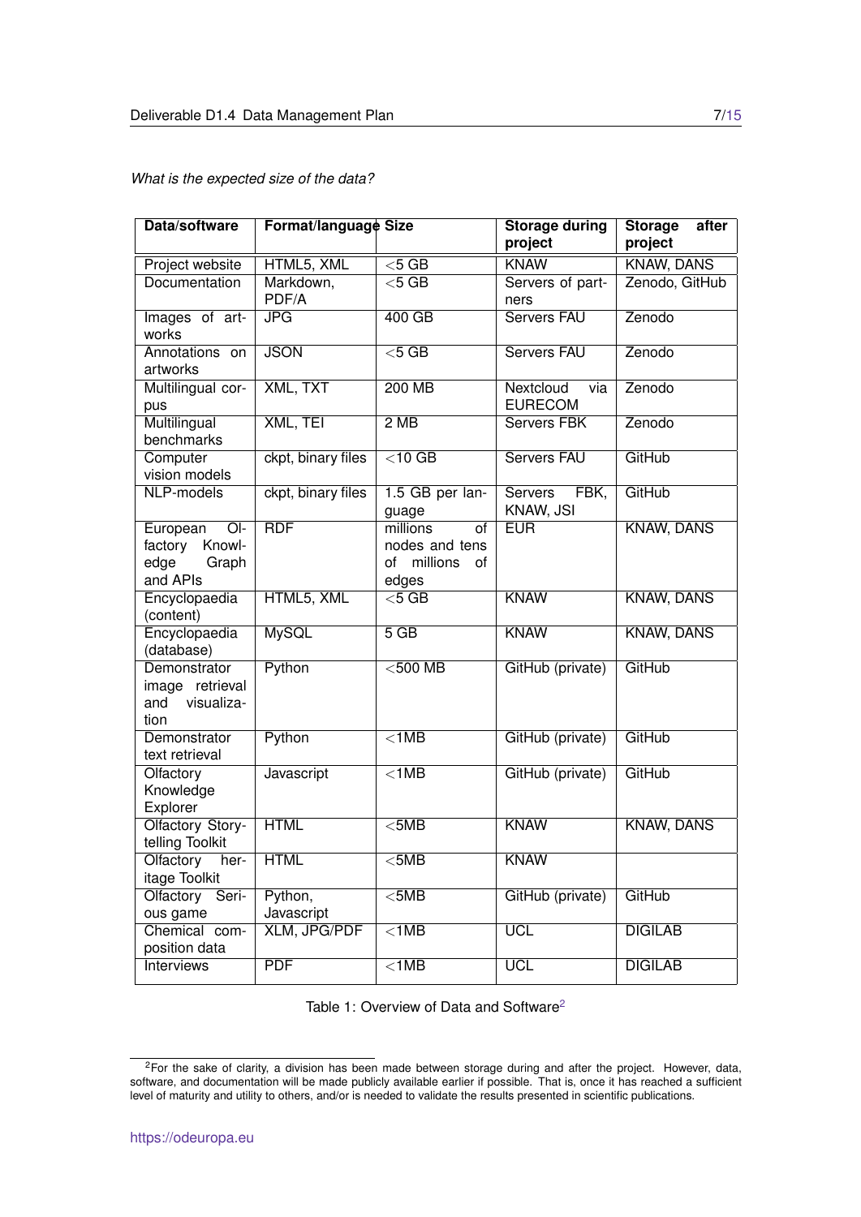*What is the expected size of the data?*

| Data/software | Format/language | Size | Storage during project | Storage after project |
|---|---|---|---|---|
| Project website | HTML5, XML | <5 GB | KNAW | KNAW, DANS |
| Documentation | Markdown, PDF/A | <5 GB | Servers of partners | Zenodo, GitHub |
| Images of artworks | JPG | 400 GB | Servers FAU | Zenodo |
| Annotations on artworks | JSON | <5 GB | Servers FAU | Zenodo |
| Multilingual corpus | XML, TXT | 200 MB | Nextcloud via EURECOM | Zenodo |
| Multilingual benchmarks | XML, TEI | 2 MB | Servers FBK | Zenodo |
| Computer vision models | ckpt, binary files | <10 GB | Servers FAU | GitHub |
| NLP-models | ckpt, binary files | 1.5 GB per language | Servers FBK, KNAW, JSI | GitHub |
| European Olfactory Knowledge Graph and APIs | RDF | millions of nodes and tens of millions of edges | EUR | KNAW, DANS |
| Encyclopaedia (content) | HTML5, XML | <5 GB | KNAW | KNAW, DANS |
| Encyclopaedia (database) | MySQL | 5 GB | KNAW | KNAW, DANS |
| Demonstrator image retrieval and visualization | Python | <500 MB | GitHub (private) | GitHub |
| Demonstrator text retrieval | Python | <1MB | GitHub (private) | GitHub |
| Olfactory Knowledge Explorer | Javascript | <1MB | GitHub (private) | GitHub |
| Olfactory Storytelling Toolkit | HTML | <5MB | KNAW | KNAW, DANS |
| Olfactory heritage Toolkit | HTML | <5MB | KNAW | |
| Olfactory Serious game | Python, Javascript | <5MB | GitHub (private) | GitHub |
| Chemical composition data | XLM, JPG/PDF | <1MB | UCL | DIGILAB |
| Interviews | PDF | <1MB | UCL | DIGILAB |

Table 1: Overview of Data and Software[2]

[2]For the sake of clarity, a division has been made between storage during and after the project. However, data, software, and documentation will be made publicly available earlier if possible. That is, once it has reached a sufficient level of maturity and utility to others, and/or is needed to validate the results presented in scientific publications.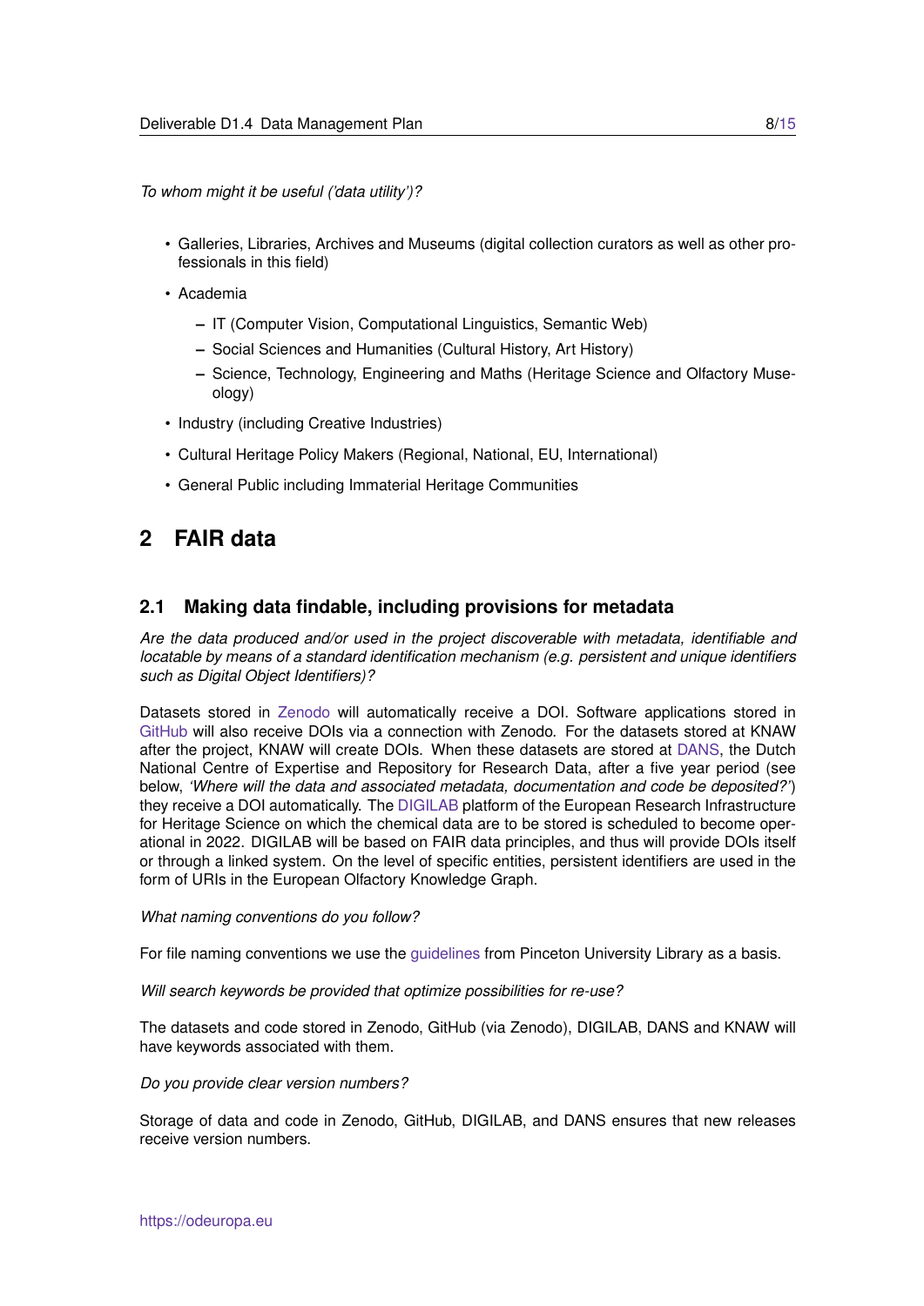*To whom might it be useful ('data utility')?*

- Galleries, Libraries, Archives and Museums (digital collection curators as well as other professionals in this field)
- Academia
  - IT (Computer Vision, Computational Linguistics, Semantic Web)
  - Social Sciences and Humanities (Cultural History, Art History)
  - Science, Technology, Engineering and Maths (Heritage Science and Olfactory Museology)
- Industry (including Creative Industries)
- Cultural Heritage Policy Makers (Regional, National, EU, International)
- General Public including Immaterial Heritage Communities

# 2 FAIR data

## 2.1 Making data findable, including provisions for metadata

*Are the data produced and/or used in the project discoverable with metadata, identifiable and locatable by means of a standard identification mechanism (e.g. persistent and unique identifiers such as Digital Object Identifiers)?*

Datasets stored in Zenodo will automatically receive a DOI. Software applications stored in GitHub will also receive DOIs via a connection with Zenodo. For the datasets stored at KNAW after the project, KNAW will create DOIs. When these datasets are stored at DANS, the Dutch National Centre of Expertise and Repository for Research Data, after a five year period (see below, *'Where will the data and associated metadata, documentation and code be deposited?'*) they receive a DOI automatically. The DIGILAB platform of the European Research Infrastructure for Heritage Science on which the chemical data are to be stored is scheduled to become operational in 2022. DIGILAB will be based on FAIR data principles, and thus will provide DOIs itself or through a linked system. On the level of specific entities, persistent identifiers are used in the form of URIs in the European Olfactory Knowledge Graph.

*What naming conventions do you follow?*

For file naming conventions we use the guidelines from Pinceton University Library as a basis.

*Will search keywords be provided that optimize possibilities for re-use?*

The datasets and code stored in Zenodo, GitHub (via Zenodo), DIGILAB, DANS and KNAW will have keywords associated with them.

*Do you provide clear version numbers?*

Storage of data and code in Zenodo, GitHub, DIGILAB, and DANS ensures that new releases receive version numbers.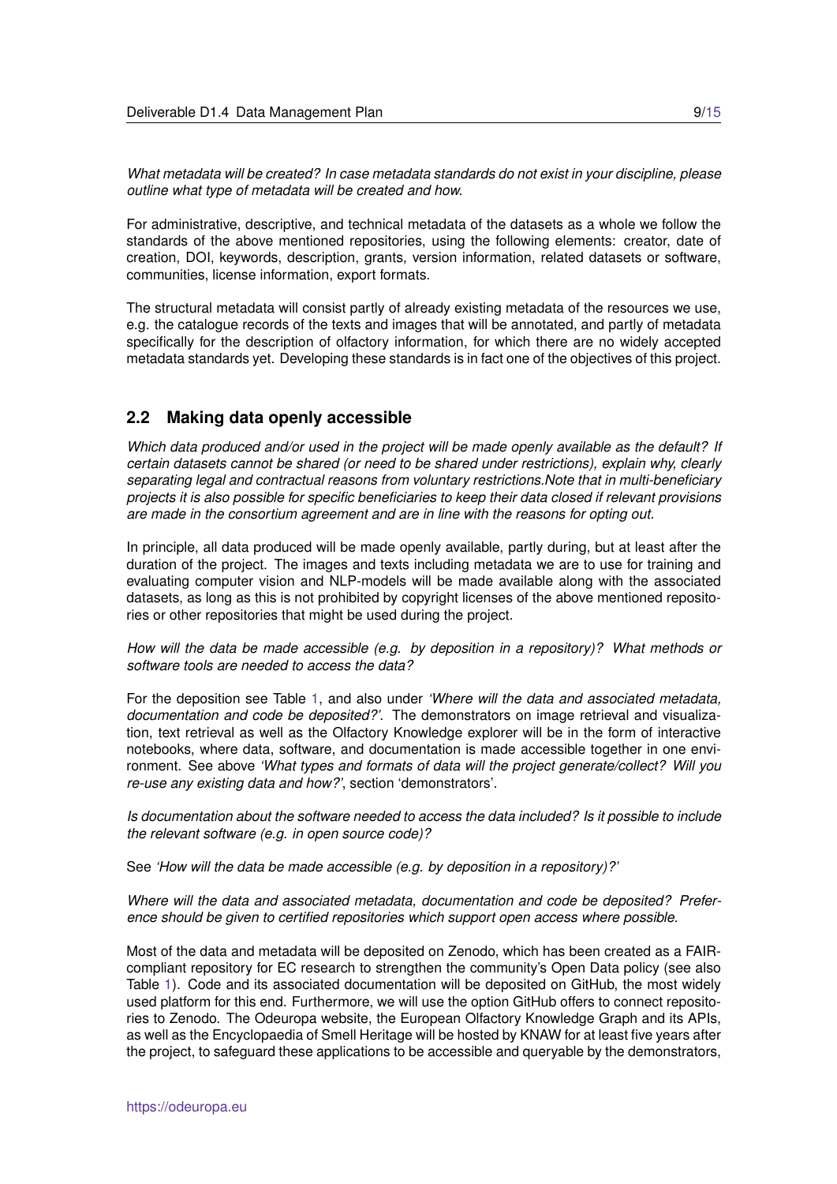*What metadata will be created? In case metadata standards do not exist in your discipline, please outline what type of metadata will be created and how.*

For administrative, descriptive, and technical metadata of the datasets as a whole we follow the standards of the above mentioned repositories, using the following elements: creator, date of creation, DOI, keywords, description, grants, version information, related datasets or software, communities, license information, export formats.

The structural metadata will consist partly of already existing metadata of the resources we use, e.g. the catalogue records of the texts and images that will be annotated, and partly of metadata specifically for the description of olfactory information, for which there are no widely accepted metadata standards yet. Developing these standards is in fact one of the objectives of this project.

## 2.2 Making data openly accessible

*Which data produced and/or used in the project will be made openly available as the default? If certain datasets cannot be shared (or need to be shared under restrictions), explain why, clearly separating legal and contractual reasons from voluntary restrictions.Note that in multi-beneficiary projects it is also possible for specific beneficiaries to keep their data closed if relevant provisions are made in the consortium agreement and are in line with the reasons for opting out.*

In principle, all data produced will be made openly available, partly during, but at least after the duration of the project. The images and texts including metadata we are to use for training and evaluating computer vision and NLP-models will be made available along with the associated datasets, as long as this is not prohibited by copyright licenses of the above mentioned repositories or other repositories that might be used during the project.

*How will the data be made accessible (e.g. by deposition in a repository)? What methods or software tools are needed to access the data?*

For the deposition see Table 1, and also under *'Where will the data and associated metadata, documentation and code be deposited?'*. The demonstrators on image retrieval and visualization, text retrieval as well as the Olfactory Knowledge explorer will be in the form of interactive notebooks, where data, software, and documentation is made accessible together in one environment. See above *'What types and formats of data will the project generate/collect? Will you re-use any existing data and how?'*, section 'demonstrators'.

*Is documentation about the software needed to access the data included? Is it possible to include the relevant software (e.g. in open source code)?*

See *'How will the data be made accessible (e.g. by deposition in a repository)?'*

*Where will the data and associated metadata, documentation and code be deposited? Preference should be given to certified repositories which support open access where possible.*

Most of the data and metadata will be deposited on Zenodo, which has been created as a FAIR-compliant repository for EC research to strengthen the community's Open Data policy (see also Table 1). Code and its associated documentation will be deposited on GitHub, the most widely used platform for this end. Furthermore, we will use the option GitHub offers to connect repositories to Zenodo. The Odeuropa website, the European Olfactory Knowledge Graph and its APIs, as well as the Encyclopaedia of Smell Heritage will be hosted by KNAW for at least five years after the project, to safeguard these applications to be accessible and queryable by the demonstrators,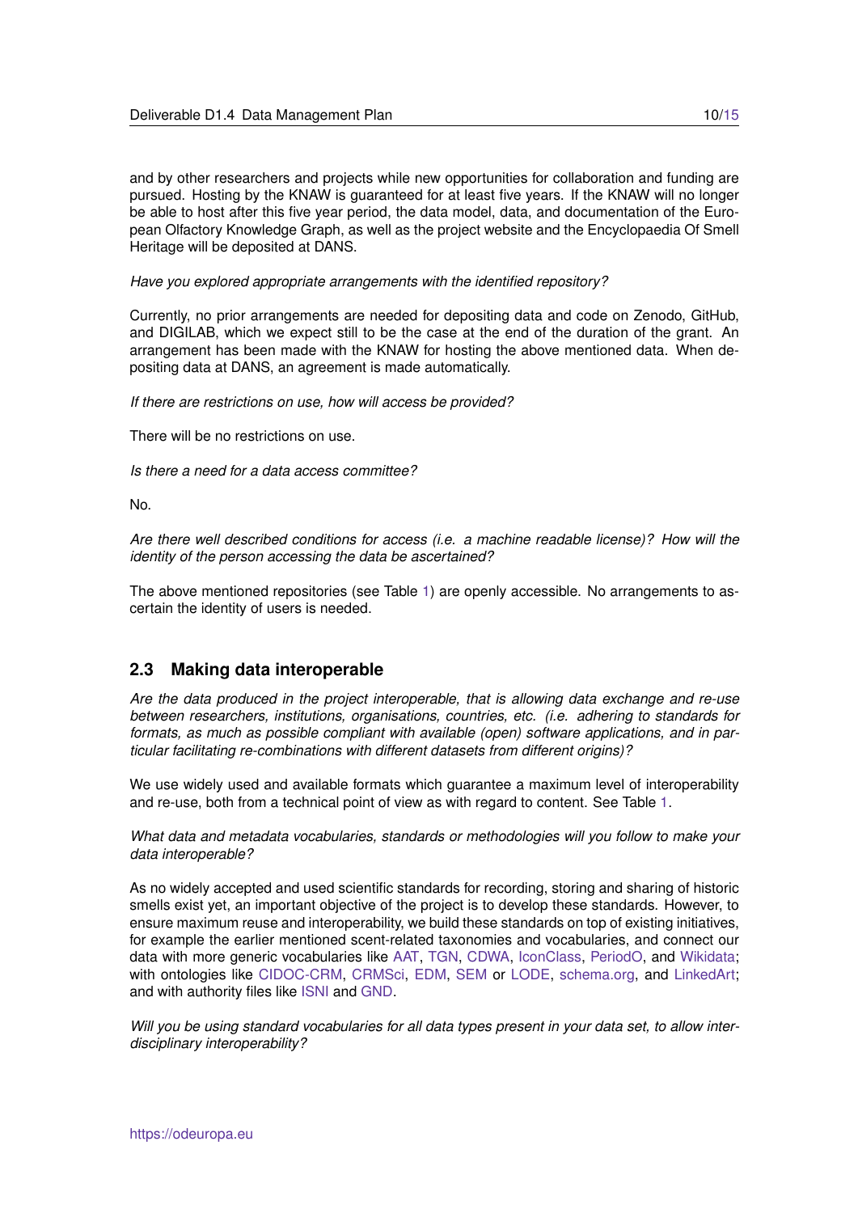and by other researchers and projects while new opportunities for collaboration and funding are pursued. Hosting by the KNAW is guaranteed for at least five years. If the KNAW will no longer be able to host after this five year period, the data model, data, and documentation of the European Olfactory Knowledge Graph, as well as the project website and the Encyclopaedia Of Smell Heritage will be deposited at DANS.

*Have you explored appropriate arrangements with the identified repository?*

Currently, no prior arrangements are needed for depositing data and code on Zenodo, GitHub, and DIGILAB, which we expect still to be the case at the end of the duration of the grant. An arrangement has been made with the KNAW for hosting the above mentioned data. When depositing data at DANS, an agreement is made automatically.

*If there are restrictions on use, how will access be provided?*

There will be no restrictions on use.

*Is there a need for a data access committee?*

No.

*Are there well described conditions for access (i.e. a machine readable license)? How will the identity of the person accessing the data be ascertained?*

The above mentioned repositories (see Table 1) are openly accessible. No arrangements to ascertain the identity of users is needed.

## 2.3 Making data interoperable

*Are the data produced in the project interoperable, that is allowing data exchange and re-use between researchers, institutions, organisations, countries, etc. (i.e. adhering to standards for formats, as much as possible compliant with available (open) software applications, and in particular facilitating re-combinations with different datasets from different origins)?*

We use widely used and available formats which guarantee a maximum level of interoperability and re-use, both from a technical point of view as with regard to content. See Table 1.

*What data and metadata vocabularies, standards or methodologies will you follow to make your data interoperable?*

As no widely accepted and used scientific standards for recording, storing and sharing of historic smells exist yet, an important objective of the project is to develop these standards. However, to ensure maximum reuse and interoperability, we build these standards on top of existing initiatives, for example the earlier mentioned scent-related taxonomies and vocabularies, and connect our data with more generic vocabularies like AAT, TGN, CDWA, IconClass, PeriodO, and Wikidata; with ontologies like CIDOC-CRM, CRMSci, EDM, SEM or LODE, schema.org, and LinkedArt; and with authority files like ISNI and GND.

*Will you be using standard vocabularies for all data types present in your data set, to allow interdisciplinary interoperability?*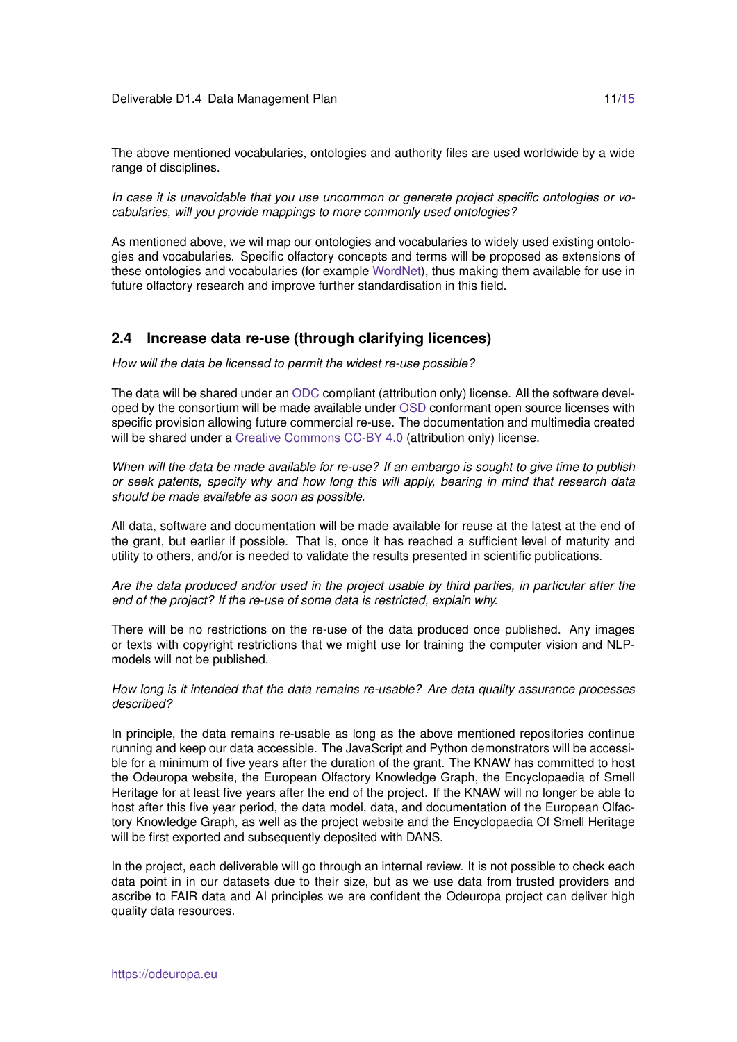The above mentioned vocabularies, ontologies and authority files are used worldwide by a wide range of disciplines.

*In case it is unavoidable that you use uncommon or generate project specific ontologies or vocabularies, will you provide mappings to more commonly used ontologies?*

As mentioned above, we wil map our ontologies and vocabularies to widely used existing ontologies and vocabularies. Specific olfactory concepts and terms will be proposed as extensions of these ontologies and vocabularies (for example WordNet), thus making them available for use in future olfactory research and improve further standardisation in this field.

## 2.4 Increase data re-use (through clarifying licences)

*How will the data be licensed to permit the widest re-use possible?*

The data will be shared under an ODC compliant (attribution only) license. All the software developed by the consortium will be made available under OSD conformant open source licenses with specific provision allowing future commercial re-use. The documentation and multimedia created will be shared under a Creative Commons CC-BY 4.0 (attribution only) license.

*When will the data be made available for re-use? If an embargo is sought to give time to publish or seek patents, specify why and how long this will apply, bearing in mind that research data should be made available as soon as possible.*

All data, software and documentation will be made available for reuse at the latest at the end of the grant, but earlier if possible. That is, once it has reached a sufficient level of maturity and utility to others, and/or is needed to validate the results presented in scientific publications.

*Are the data produced and/or used in the project usable by third parties, in particular after the end of the project? If the re-use of some data is restricted, explain why.*

There will be no restrictions on the re-use of the data produced once published. Any images or texts with copyright restrictions that we might use for training the computer vision and NLP-models will not be published.

*How long is it intended that the data remains re-usable? Are data quality assurance processes described?*

In principle, the data remains re-usable as long as the above mentioned repositories continue running and keep our data accessible. The JavaScript and Python demonstrators will be accessible for a minimum of five years after the duration of the grant. The KNAW has committed to host the Odeuropa website, the European Olfactory Knowledge Graph, the Encyclopaedia of Smell Heritage for at least five years after the end of the project. If the KNAW will no longer be able to host after this five year period, the data model, data, and documentation of the European Olfactory Knowledge Graph, as well as the project website and the Encyclopaedia Of Smell Heritage will be first exported and subsequently deposited with DANS.

In the project, each deliverable will go through an internal review. It is not possible to check each data point in in our datasets due to their size, but as we use data from trusted providers and ascribe to FAIR data and AI principles we are confident the Odeuropa project can deliver high quality data resources.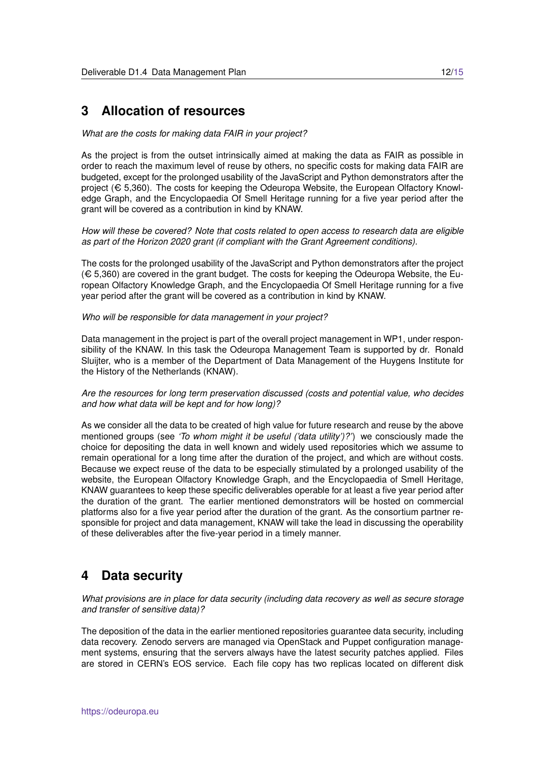# 3 Allocation of resources

*What are the costs for making data FAIR in your project?*

As the project is from the outset intrinsically aimed at making the data as FAIR as possible in order to reach the maximum level of reuse by others, no specific costs for making data FAIR are budgeted, except for the prolonged usability of the JavaScript and Python demonstrators after the project (€ 5,360). The costs for keeping the Odeuropa Website, the European Olfactory Knowledge Graph, and the Encyclopaedia Of Smell Heritage running for a five year period after the grant will be covered as a contribution in kind by KNAW.

*How will these be covered? Note that costs related to open access to research data are eligible as part of the Horizon 2020 grant (if compliant with the Grant Agreement conditions).*

The costs for the prolonged usability of the JavaScript and Python demonstrators after the project (€ 5,360) are covered in the grant budget. The costs for keeping the Odeuropa Website, the European Olfactory Knowledge Graph, and the Encyclopaedia Of Smell Heritage running for a five year period after the grant will be covered as a contribution in kind by KNAW.

*Who will be responsible for data management in your project?*

Data management in the project is part of the overall project management in WP1, under responsibility of the KNAW. In this task the Odeuropa Management Team is supported by dr. Ronald Sluijter, who is a member of the Department of Data Management of the Huygens Institute for the History of the Netherlands (KNAW).

*Are the resources for long term preservation discussed (costs and potential value, who decides and how what data will be kept and for how long)?*

As we consider all the data to be created of high value for future research and reuse by the above mentioned groups (see *'To whom might it be useful ('data utility')?'*) we consciously made the choice for depositing the data in well known and widely used repositories which we assume to remain operational for a long time after the duration of the project, and which are without costs. Because we expect reuse of the data to be especially stimulated by a prolonged usability of the website, the European Olfactory Knowledge Graph, and the Encyclopaedia of Smell Heritage, KNAW guarantees to keep these specific deliverables operable for at least a five year period after the duration of the grant. The earlier mentioned demonstrators will be hosted on commercial platforms also for a five year period after the duration of the grant. As the consortium partner responsible for project and data management, KNAW will take the lead in discussing the operability of these deliverables after the five-year period in a timely manner.

# 4 Data security

*What provisions are in place for data security (including data recovery as well as secure storage and transfer of sensitive data)?*

The deposition of the data in the earlier mentioned repositories guarantee data security, including data recovery. Zenodo servers are managed via OpenStack and Puppet configuration management systems, ensuring that the servers always have the latest security patches applied. Files are stored in CERN's EOS service. Each file copy has two replicas located on different disk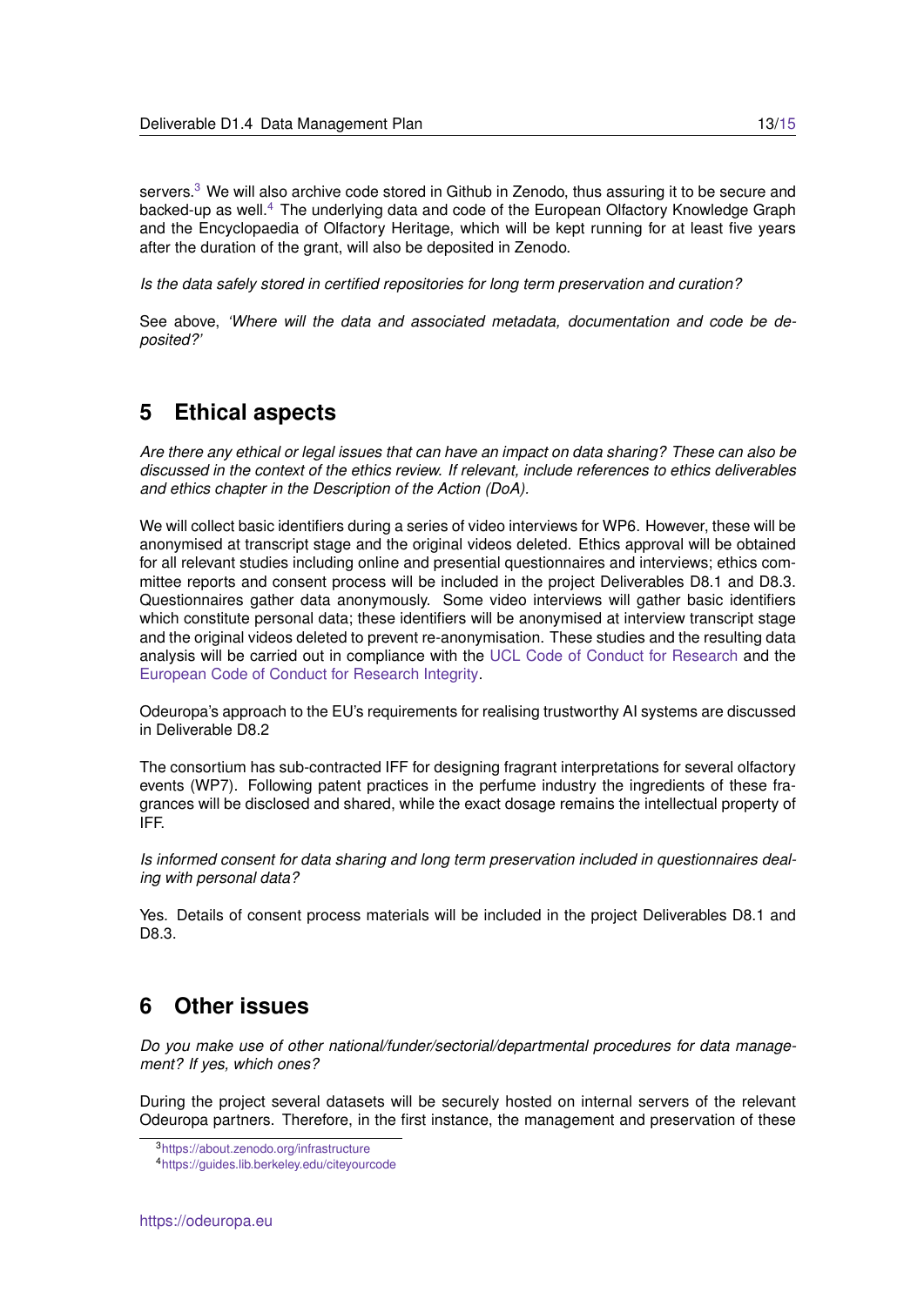servers.[3] We will also archive code stored in Github in Zenodo, thus assuring it to be secure and backed-up as well.[4] The underlying data and code of the European Olfactory Knowledge Graph and the Encyclopaedia of Olfactory Heritage, which will be kept running for at least five years after the duration of the grant, will also be deposited in Zenodo.

*Is the data safely stored in certified repositories for long term preservation and curation?*

See above, *'Where will the data and associated metadata, documentation and code be deposited?'*

## 5 Ethical aspects

*Are there any ethical or legal issues that can have an impact on data sharing? These can also be discussed in the context of the ethics review. If relevant, include references to ethics deliverables and ethics chapter in the Description of the Action (DoA).*

We will collect basic identifiers during a series of video interviews for WP6. However, these will be anonymised at transcript stage and the original videos deleted. Ethics approval will be obtained for all relevant studies including online and presential questionnaires and interviews; ethics committee reports and consent process will be included in the project Deliverables D8.1 and D8.3. Questionnaires gather data anonymously. Some video interviews will gather basic identifiers which constitute personal data; these identifiers will be anonymised at interview transcript stage and the original videos deleted to prevent re-anonymisation. These studies and the resulting data analysis will be carried out in compliance with the UCL Code of Conduct for Research and the European Code of Conduct for Research Integrity.

Odeuropa's approach to the EU's requirements for realising trustworthy AI systems are discussed in Deliverable D8.2

The consortium has sub-contracted IFF for designing fragrant interpretations for several olfactory events (WP7). Following patent practices in the perfume industry the ingredients of these fragrances will be disclosed and shared, while the exact dosage remains the intellectual property of IFF.

*Is informed consent for data sharing and long term preservation included in questionnaires dealing with personal data?*

Yes. Details of consent process materials will be included in the project Deliverables D8.1 and D8.3.

## 6 Other issues

*Do you make use of other national/funder/sectorial/departmental procedures for data management? If yes, which ones?*

During the project several datasets will be securely hosted on internal servers of the relevant Odeuropa partners. Therefore, in the first instance, the management and preservation of these

[3] https://about.zenodo.org/infrastructure

[4] https://guides.lib.berkeley.edu/citeyourcode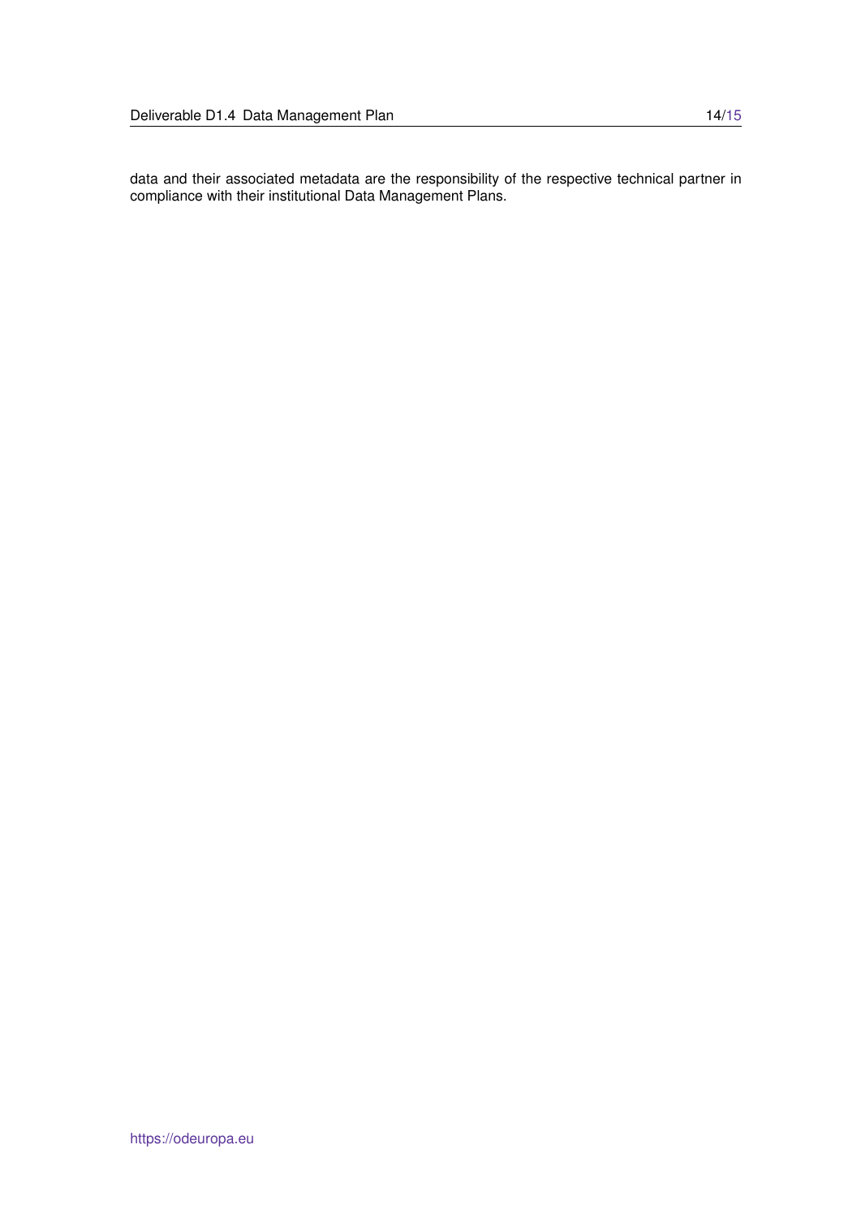data and their associated metadata are the responsibility of the respective technical partner in compliance with their institutional Data Management Plans.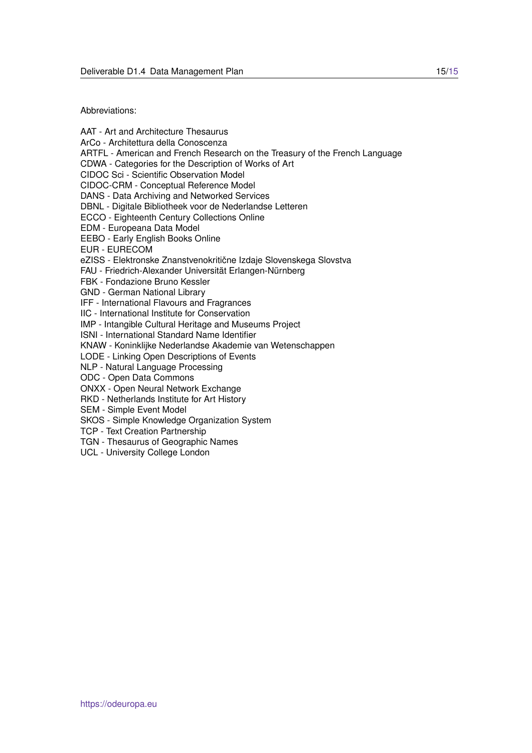Abbreviations:

AAT - Art and Architecture Thesaurus
ArCo - Architettura della Conoscenza
ARTFL - American and French Research on the Treasury of the French Language
CDWA - Categories for the Description of Works of Art
CIDOC Sci - Scientific Observation Model
CIDOC-CRM - Conceptual Reference Model
DANS - Data Archiving and Networked Services
DBNL - Digitale Bibliotheek voor de Nederlandse Letteren
ECCO - Eighteenth Century Collections Online
EDM - Europeana Data Model
EEBO - Early English Books Online
EUR - EURECOM
eZISS - Elektronske Znanstvenokritične Izdaje Slovenskega Slovstva
FAU - Friedrich-Alexander Universität Erlangen-Nürnberg
FBK - Fondazione Bruno Kessler
GND - German National Library
IFF - International Flavours and Fragrances
IIC - International Institute for Conservation
IMP - Intangible Cultural Heritage and Museums Project
ISNI - International Standard Name Identifier
KNAW - Koninklijke Nederlandse Akademie van Wetenschappen
LODE - Linking Open Descriptions of Events
NLP - Natural Language Processing
ODC - Open Data Commons
ONXX - Open Neural Network Exchange
RKD - Netherlands Institute for Art History
SEM - Simple Event Model
SKOS - Simple Knowledge Organization System
TCP - Text Creation Partnership
TGN - Thesaurus of Geographic Names
UCL - University College London